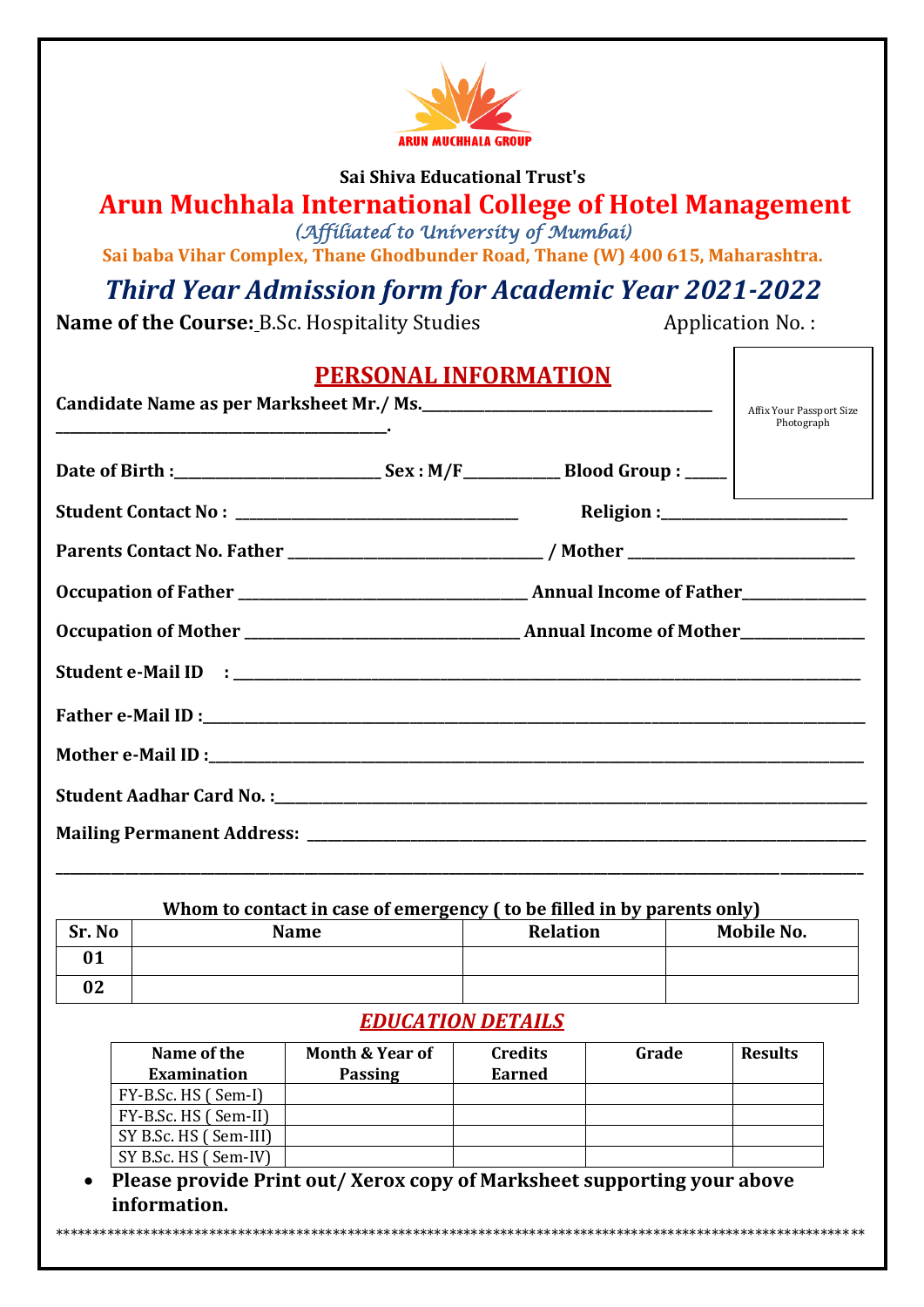ARUN MUCHHALA GROUP

**Sai Shiva Educational Trust's**

# Arun Muchhala International College of Hotel Management

*(Affiliated to University of Mumbai)*

**Sai baba Vihar Complex, Thane Ghodbunder Road, Thane (W) 400 615, Maharashtra.**

## *Third Year Admission form for Academic Year 2021-2022*

**Name of the Course:** B.Sc. Hospitality Studies Application No. :

Affix Your Passport Size Photograph

## PERSONAL INFORMATION

**Candidate Name as per Marksheet Mr./ Ms.**_______________________________________ _____________________________________________.

**Date of Birth :**__________________________ **Sex : M/F**____________ **Blood Group :** _____

**Student Contact No :** _____________________________________ **Religion :**________________________

**Parents Contact No. Father** _________________________________ **/ Mother** _____________________________

**Occupation of Father** ______________________________________ **Annual Income of Father**________________

**Occupation of Mother** ____________________________________ **Annual Income of Mother**________________

**Student e-Mail ID :** ____________________________________________________________________________________

**Father e-Mail ID :**_____________________________________________________________________________________

**Mother e-Mail ID :**____________________________________________________________________________________

**Student Aadhar Card No. :**______________________________________________________________________________

**Mailing Permanent Address:** ____________________________________________________________________________

__________________________________________________________________________________________________________

**Whom to contact in case of emergency ( to be filled in by parents only)**

| Sr. No | Name | Relation | Mobile No. |
|---|---|---|---|
| 01 | | | |
| 02 | | | |

## EDUCATION DETAILS

| Name of the Examination | Month & Year of Passing | Credits Earned | Grade | Results |
|---|---|---|---|---|
| FY-B.Sc. HS ( Sem-I) | | | | |
| FY-B.Sc. HS ( Sem-II) | | | | |
| SY B.Sc. HS ( Sem-III) | | | | |
| SY B.Sc. HS ( Sem-IV) | | | | |

- **Please provide Print out/ Xerox copy of Marksheet supporting your above information.**

***************************************************************************************************************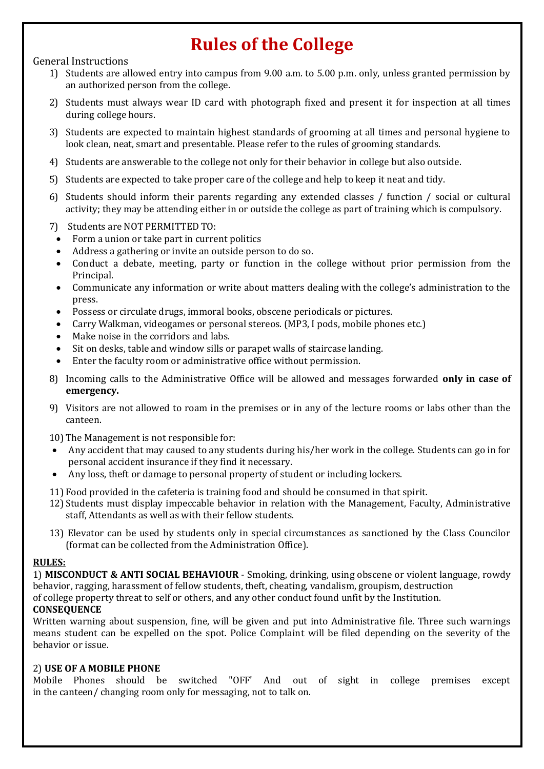# Rules of the College

General Instructions

1) Students are allowed entry into campus from 9.00 a.m. to 5.00 p.m. only, unless granted permission by an authorized person from the college.

2) Students must always wear ID card with photograph fixed and present it for inspection at all times during college hours.

3) Students are expected to maintain highest standards of grooming at all times and personal hygiene to look clean, neat, smart and presentable. Please refer to the rules of grooming standards.

4) Students are answerable to the college not only for their behavior in college but also outside.

5) Students are expected to take proper care of the college and help to keep it neat and tidy.

6) Students should inform their parents regarding any extended classes / function / social or cultural activity; they may be attending either in or outside the college as part of training which is compulsory.

7) Students are NOT PERMITTED TO:
   - Form a union or take part in current politics
   - Address a gathering or invite an outside person to do so.
   - Conduct a debate, meeting, party or function in the college without prior permission from the Principal.
   - Communicate any information or write about matters dealing with the college's administration to the press.
   - Possess or circulate drugs, immoral books, obscene periodicals or pictures.
   - Carry Walkman, videogames or personal stereos. (MP3, I pods, mobile phones etc.)
   - Make noise in the corridors and labs.
   - Sit on desks, table and window sills or parapet walls of staircase landing.
   - Enter the faculty room or administrative office without permission.

8) Incoming calls to the Administrative Office will be allowed and messages forwarded **only in case of emergency.**

9) Visitors are not allowed to roam in the premises or in any of the lecture rooms or labs other than the canteen.

10) The Management is not responsible for:
   - Any accident that may caused to any students during his/her work in the college. Students can go in for personal accident insurance if they find it necessary.
   - Any loss, theft or damage to personal property of student or including lockers.

11) Food provided in the cafeteria is training food and should be consumed in that spirit.

12) Students must display impeccable behavior in relation with the Management, Faculty, Administrative staff, Attendants as well as with their fellow students.

13) Elevator can be used by students only in special circumstances as sanctioned by the Class Councilor (format can be collected from the Administration Office).

**RULES:**

1) **MISCONDUCT & ANTI SOCIAL BEHAVIOUR** - Smoking, drinking, using obscene or violent language, rowdy behavior, ragging, harassment of fellow students, theft, cheating, vandalism, groupism, destruction of college property threat to self or others, and any other conduct found unfit by the Institution.

**CONSEQUENCE**

Written warning about suspension, fine, will be given and put into Administrative file. Three such warnings means student can be expelled on the spot. Police Complaint will be filed depending on the severity of the behavior or issue.

2) **USE OF A MOBILE PHONE**

Mobile Phones should be switched "OFF' And out of sight in college premises except in the canteen/ changing room only for messaging, not to talk on.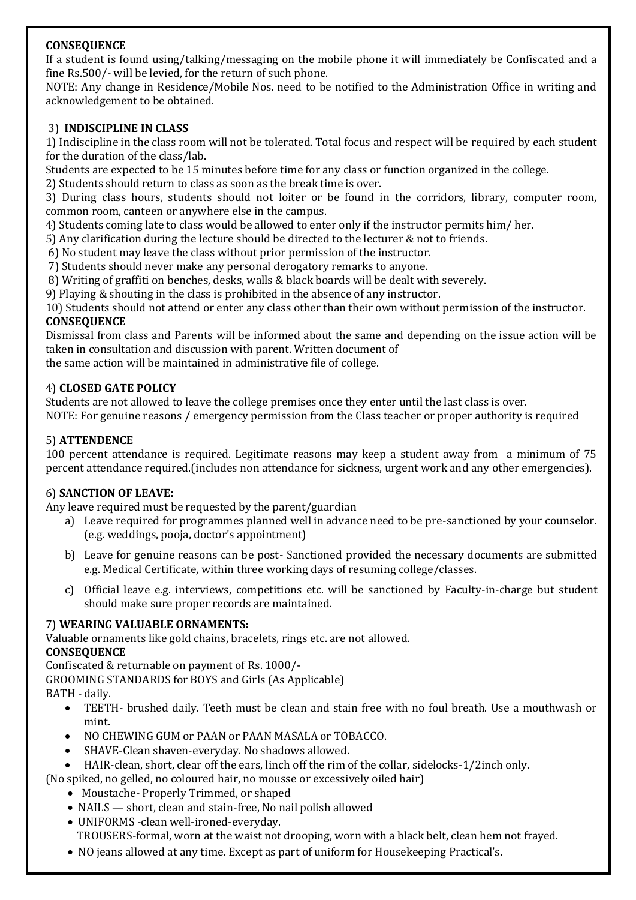**CONSEQUENCE**

If a student is found using/talking/messaging on the mobile phone it will immediately be Confiscated and a fine Rs.500/- will be levied, for the return of such phone.

NOTE: Any change in Residence/Mobile Nos. need to be notified to the Administration Office in writing and acknowledgement to be obtained.

3) **INDISCIPLINE IN CLASS**

1) Indiscipline in the class room will not be tolerated. Total focus and respect will be required by each student for the duration of the class/lab.

Students are expected to be 15 minutes before time for any class or function organized in the college.

2) Students should return to class as soon as the break time is over.

3) During class hours, students should not loiter or be found in the corridors, library, computer room, common room, canteen or anywhere else in the campus.

4) Students coming late to class would be allowed to enter only if the instructor permits him/ her.

5) Any clarification during the lecture should be directed to the lecturer & not to friends.

6) No student may leave the class without prior permission of the instructor.

7) Students should never make any personal derogatory remarks to anyone.

8) Writing of graffiti on benches, desks, walls & black boards will be dealt with severely.

9) Playing & shouting in the class is prohibited in the absence of any instructor.

10) Students should not attend or enter any class other than their own without permission of the instructor.

**CONSEQUENCE**

Dismissal from class and Parents will be informed about the same and depending on the issue action will be taken in consultation and discussion with parent. Written document of the same action will be maintained in administrative file of college.

4) **CLOSED GATE POLICY**

Students are not allowed to leave the college premises once they enter until the last class is over.

NOTE: For genuine reasons / emergency permission from the Class teacher or proper authority is required

5) **ATTENDENCE**

100 percent attendance is required. Legitimate reasons may keep a student away from a minimum of 75 percent attendance required.(includes non attendance for sickness, urgent work and any other emergencies).

6) **SANCTION OF LEAVE:**

Any leave required must be requested by the parent/guardian

a) Leave required for programmes planned well in advance need to be pre-sanctioned by your counselor. (e.g. weddings, pooja, doctor's appointment)

b) Leave for genuine reasons can be post- Sanctioned provided the necessary documents are submitted e.g. Medical Certificate, within three working days of resuming college/classes.

c) Official leave e.g. interviews, competitions etc. will be sanctioned by Faculty-in-charge but student should make sure proper records are maintained.

7) **WEARING VALUABLE ORNAMENTS:**

Valuable ornaments like gold chains, bracelets, rings etc. are not allowed.

**CONSEQUENCE**

Confiscated & returnable on payment of Rs. 1000/-

GROOMING STANDARDS for BOYS and Girls (As Applicable)

BATH - daily.

- TEETH- brushed daily. Teeth must be clean and stain free with no foul breath. Use a mouthwash or mint.
- NO CHEWING GUM or PAAN or PAAN MASALA or TOBACCO.
- SHAVE-Clean shaven-everyday. No shadows allowed.
- HAIR-clean, short, clear off the ears, linch off the rim of the collar, sidelocks-1/2inch only.

(No spiked, no gelled, no coloured hair, no mousse or excessively oiled hair)

- Moustache- Properly Trimmed, or shaped
- NAILS — short, clean and stain-free, No nail polish allowed
- UNIFORMS -clean well-ironed-everyday.
  TROUSERS-formal, worn at the waist not drooping, worn with a black belt, clean hem not frayed.
- NO jeans allowed at any time. Except as part of uniform for Housekeeping Practical's.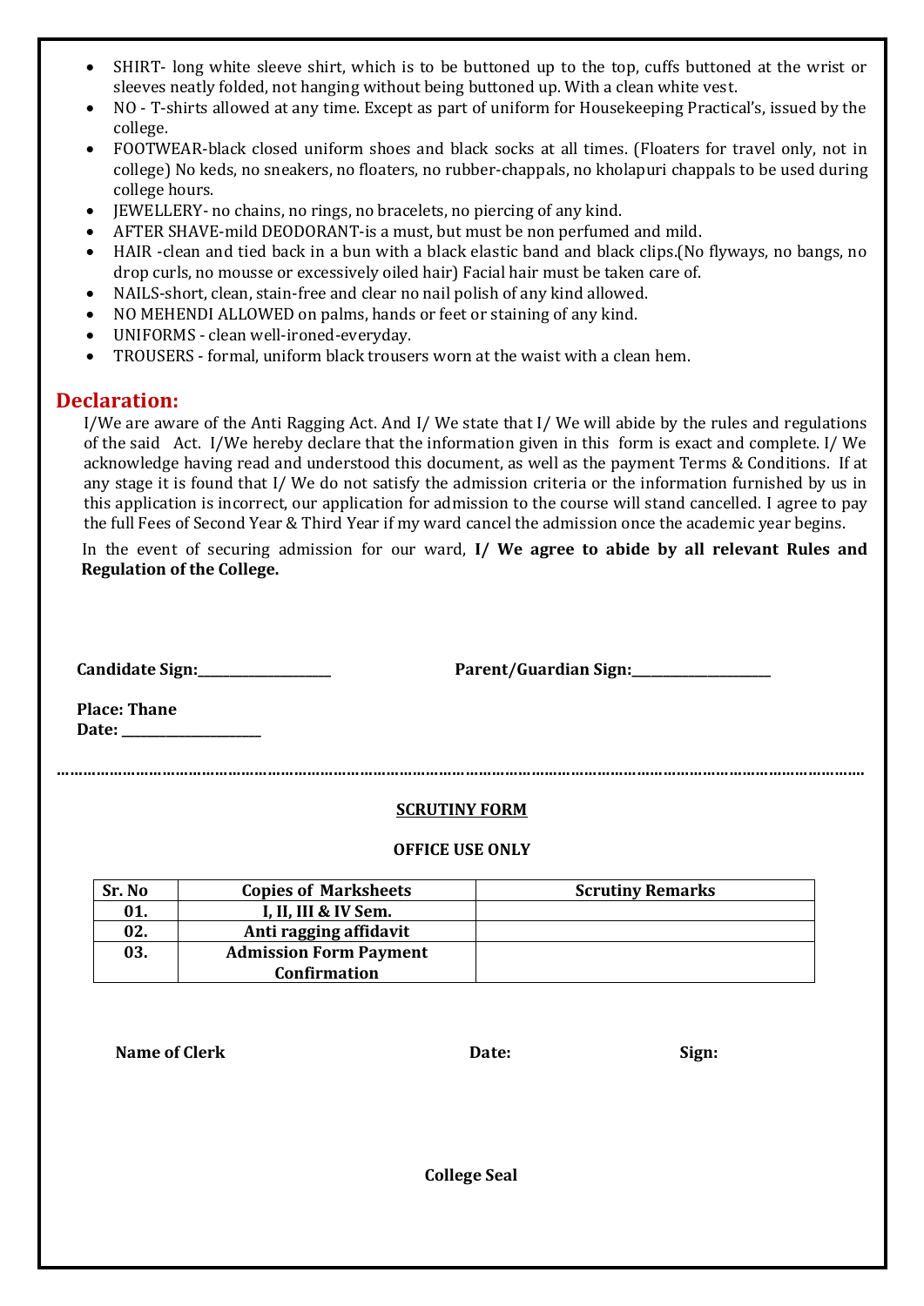- SHIRT- long white sleeve shirt, which is to be buttoned up to the top, cuffs buttoned at the wrist or sleeves neatly folded, not hanging without being buttoned up. With a clean white vest.
- NO - T-shirts allowed at any time. Except as part of uniform for Housekeeping Practical's, issued by the college.
- FOOTWEAR-black closed uniform shoes and black socks at all times. (Floaters for travel only, not in college) No keds, no sneakers, no floaters, no rubber-chappals, no kholapuri chappals to be used during college hours.
- JEWELLERY- no chains, no rings, no bracelets, no piercing of any kind.
- AFTER SHAVE-mild DEODORANT-is a must, but must be non perfumed and mild.
- HAIR -clean and tied back in a bun with a black elastic band and black clips.(No flyways, no bangs, no drop curls, no mousse or excessively oiled hair) Facial hair must be taken care of.
- NAILS-short, clean, stain-free and clear no nail polish of any kind allowed.
- NO MEHENDI ALLOWED on palms, hands or feet or staining of any kind.
- UNIFORMS - clean well-ironed-everyday.
- TROUSERS - formal, uniform black trousers worn at the waist with a clean hem.

## Declaration:

I/We are aware of the Anti Ragging Act. And I/ We state that I/ We will abide by the rules and regulations of the said Act. I/We hereby declare that the information given in this form is exact and complete. I/ We acknowledge having read and understood this document, as well as the payment Terms & Conditions. If at any stage it is found that I/ We do not satisfy the admission criteria or the information furnished by us in this application is incorrect, our application for admission to the course will stand cancelled. I agree to pay the full Fees of Second Year & Third Year if my ward cancel the admission once the academic year begins.

In the event of securing admission for our ward, **I/ We agree to abide by all relevant Rules and Regulation of the College.**

**Candidate Sign:____________________** **Parent/Guardian Sign:____________________**

**Place: Thane**
**Date: ____________________**

……………………………………………………………………………………………………………………………………………

**SCRUTINY FORM**

**OFFICE USE ONLY**

| Sr. No | Copies of Marksheets | Scrutiny Remarks |
|---|---|---|
| 01. | I, II, III & IV Sem. | |
| 02. | Anti ragging affidavit | |
| 03. | Admission Form Payment Confirmation | |

**Name of Clerk** **Date:** **Sign:**

**College Seal**